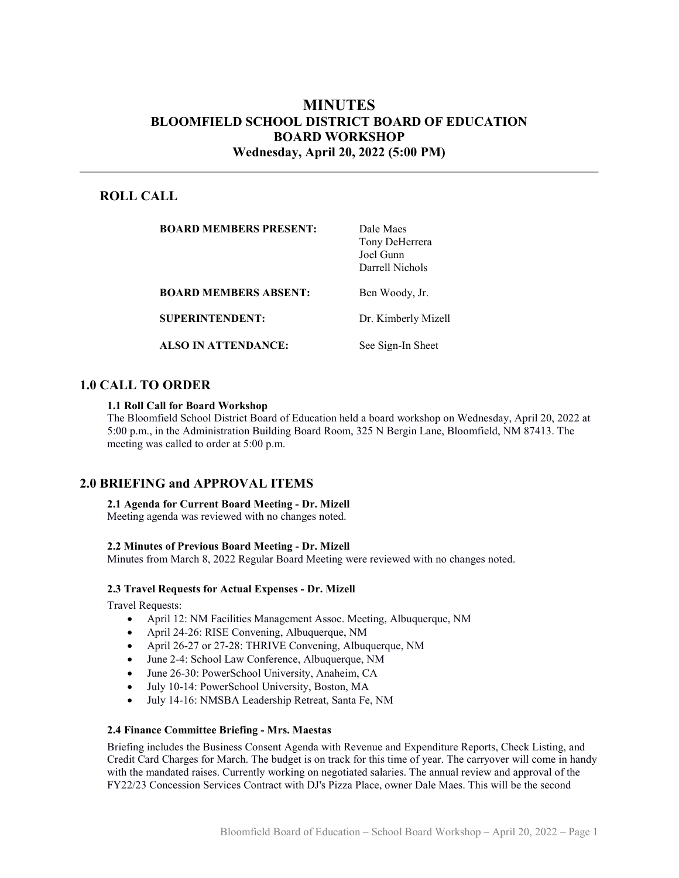# MINUTES
# BLOOMFIELD SCHOOL DISTRICT BOARD OF EDUCATION
# BOARD WORKSHOP
# Wednesday, April 20, 2022 (5:00 PM)

---

## ROLL CALL

| | |
|---|---|
| **BOARD MEMBERS PRESENT:** | Dale Maes<br>Tony DeHerrera<br>Joel Gunn<br>Darrell Nichols |
| **BOARD MEMBERS ABSENT:** | Ben Woody, Jr. |
| **SUPERINTENDENT:** | Dr. Kimberly Mizell |
| **ALSO IN ATTENDANCE:** | See Sign-In Sheet |

## 1.0 CALL TO ORDER

### 1.1 Roll Call for Board Workshop

The Bloomfield School District Board of Education held a board workshop on Wednesday, April 20, 2022 at 5:00 p.m., in the Administration Building Board Room, 325 N Bergin Lane, Bloomfield, NM 87413. The meeting was called to order at 5:00 p.m.

## 2.0 BRIEFING and APPROVAL ITEMS

### 2.1 Agenda for Current Board Meeting - Dr. Mizell

Meeting agenda was reviewed with no changes noted.

### 2.2 Minutes of Previous Board Meeting - Dr. Mizell

Minutes from March 8, 2022 Regular Board Meeting were reviewed with no changes noted.

### 2.3 Travel Requests for Actual Expenses - Dr. Mizell

Travel Requests:

- April 12: NM Facilities Management Assoc. Meeting, Albuquerque, NM
- April 24-26: RISE Convening, Albuquerque, NM
- April 26-27 or 27-28: THRIVE Convening, Albuquerque, NM
- June 2-4: School Law Conference, Albuquerque, NM
- June 26-30: PowerSchool University, Anaheim, CA
- July 10-14: PowerSchool University, Boston, MA
- July 14-16: NMSBA Leadership Retreat, Santa Fe, NM

### 2.4 Finance Committee Briefing - Mrs. Maestas

Briefing includes the Business Consent Agenda with Revenue and Expenditure Reports, Check Listing, and Credit Card Charges for March. The budget is on track for this time of year. The carryover will come in handy with the mandated raises. Currently working on negotiated salaries. The annual review and approval of the FY22/23 Concession Services Contract with DJ's Pizza Place, owner Dale Maes. This will be the second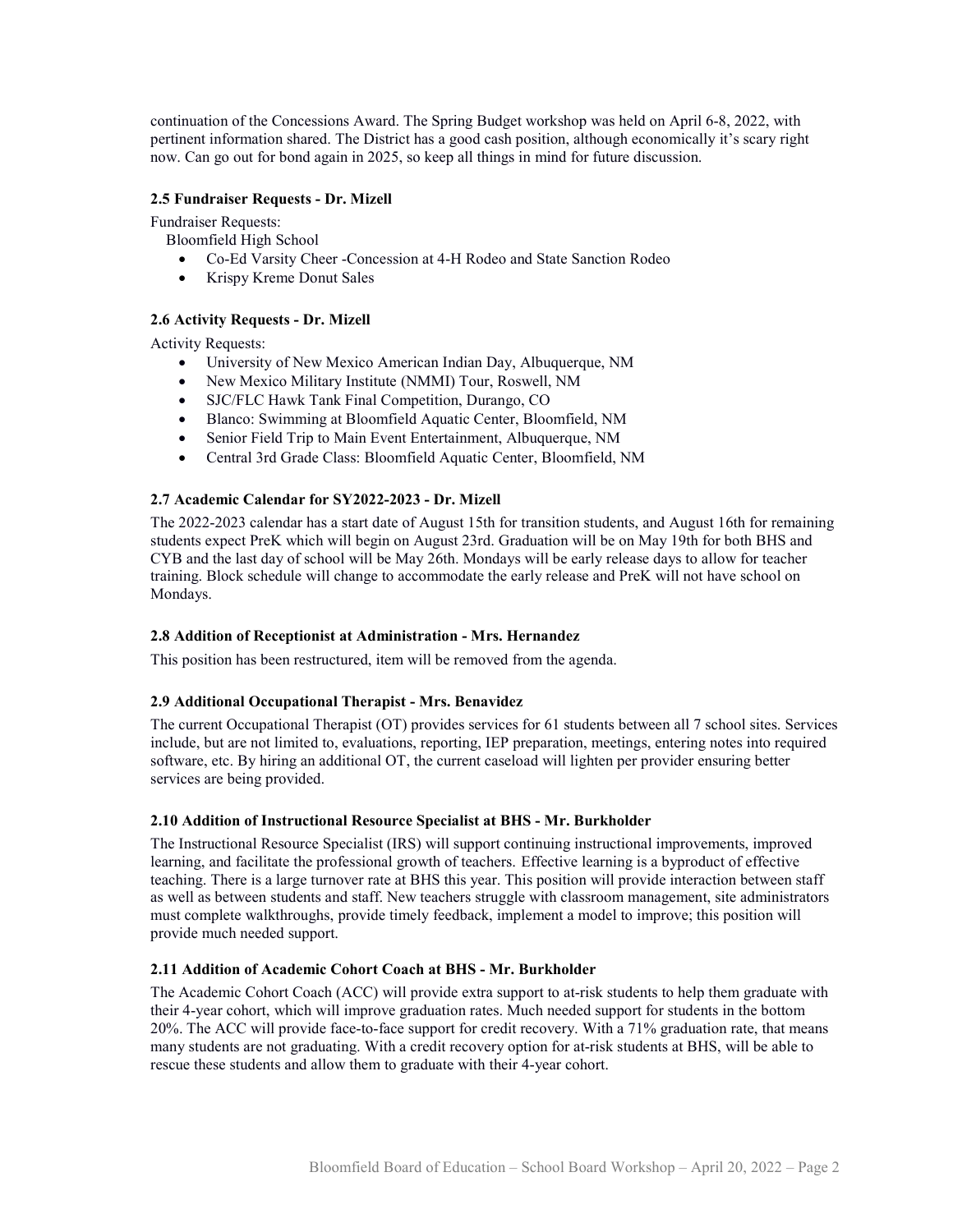continuation of the Concessions Award. The Spring Budget workshop was held on April 6-8, 2022, with pertinent information shared. The District has a good cash position, although economically it's scary right now. Can go out for bond again in 2025, so keep all things in mind for future discussion.

### 2.5 Fundraiser Requests - Dr. Mizell

Fundraiser Requests:

Bloomfield High School

- Co-Ed Varsity Cheer -Concession at 4-H Rodeo and State Sanction Rodeo
- Krispy Kreme Donut Sales

### 2.6 Activity Requests - Dr. Mizell

Activity Requests:

- University of New Mexico American Indian Day, Albuquerque, NM
- New Mexico Military Institute (NMMI) Tour, Roswell, NM
- SJC/FLC Hawk Tank Final Competition, Durango, CO
- Blanco: Swimming at Bloomfield Aquatic Center, Bloomfield, NM
- Senior Field Trip to Main Event Entertainment, Albuquerque, NM
- Central 3rd Grade Class: Bloomfield Aquatic Center, Bloomfield, NM

### 2.7 Academic Calendar for SY2022-2023 - Dr. Mizell

The 2022-2023 calendar has a start date of August 15th for transition students, and August 16th for remaining students expect PreK which will begin on August 23rd. Graduation will be on May 19th for both BHS and CYB and the last day of school will be May 26th. Mondays will be early release days to allow for teacher training. Block schedule will change to accommodate the early release and PreK will not have school on Mondays.

### 2.8 Addition of Receptionist at Administration - Mrs. Hernandez

This position has been restructured, item will be removed from the agenda.

### 2.9 Additional Occupational Therapist - Mrs. Benavidez

The current Occupational Therapist (OT) provides services for 61 students between all 7 school sites. Services include, but are not limited to, evaluations, reporting, IEP preparation, meetings, entering notes into required software, etc. By hiring an additional OT, the current caseload will lighten per provider ensuring better services are being provided.

### 2.10 Addition of Instructional Resource Specialist at BHS - Mr. Burkholder

The Instructional Resource Specialist (IRS) will support continuing instructional improvements, improved learning, and facilitate the professional growth of teachers. Effective learning is a byproduct of effective teaching. There is a large turnover rate at BHS this year. This position will provide interaction between staff as well as between students and staff. New teachers struggle with classroom management, site administrators must complete walkthroughs, provide timely feedback, implement a model to improve; this position will provide much needed support.

### 2.11 Addition of Academic Cohort Coach at BHS - Mr. Burkholder

The Academic Cohort Coach (ACC) will provide extra support to at-risk students to help them graduate with their 4-year cohort, which will improve graduation rates. Much needed support for students in the bottom 20%. The ACC will provide face-to-face support for credit recovery. With a 71% graduation rate, that means many students are not graduating. With a credit recovery option for at-risk students at BHS, will be able to rescue these students and allow them to graduate with their 4-year cohort.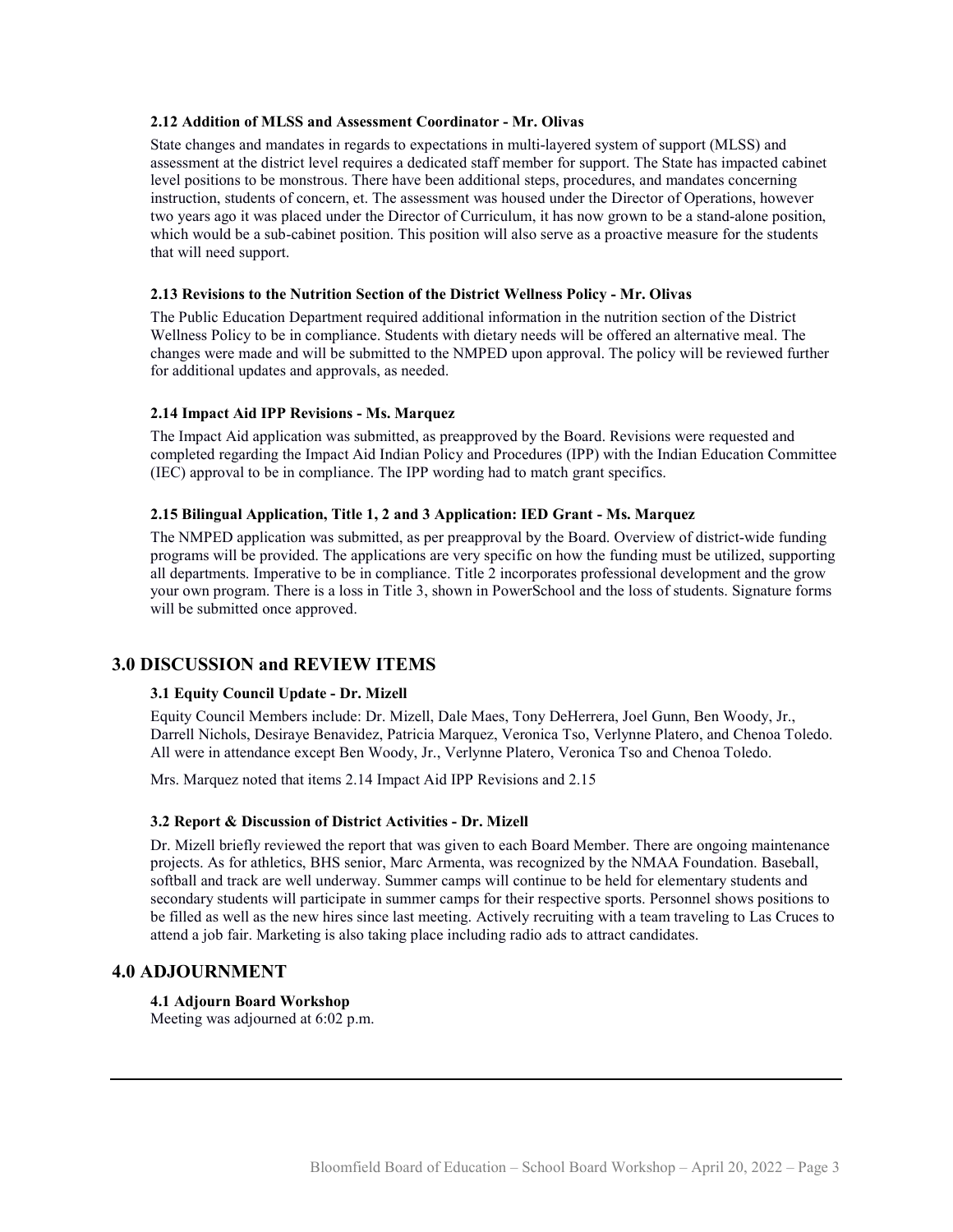#### 2.12 Addition of MLSS and Assessment Coordinator - Mr. Olivas

State changes and mandates in regards to expectations in multi-layered system of support (MLSS) and assessment at the district level requires a dedicated staff member for support. The State has impacted cabinet level positions to be monstrous. There have been additional steps, procedures, and mandates concerning instruction, students of concern, et. The assessment was housed under the Director of Operations, however two years ago it was placed under the Director of Curriculum, it has now grown to be a stand-alone position, which would be a sub-cabinet position. This position will also serve as a proactive measure for the students that will need support.

#### 2.13 Revisions to the Nutrition Section of the District Wellness Policy - Mr. Olivas

The Public Education Department required additional information in the nutrition section of the District Wellness Policy to be in compliance. Students with dietary needs will be offered an alternative meal. The changes were made and will be submitted to the NMPED upon approval. The policy will be reviewed further for additional updates and approvals, as needed.

#### 2.14 Impact Aid IPP Revisions - Ms. Marquez

The Impact Aid application was submitted, as preapproved by the Board. Revisions were requested and completed regarding the Impact Aid Indian Policy and Procedures (IPP) with the Indian Education Committee (IEC) approval to be in compliance. The IPP wording had to match grant specifics.

#### 2.15 Bilingual Application, Title 1, 2 and 3 Application: IED Grant - Ms. Marquez

The NMPED application was submitted, as per preapproval by the Board. Overview of district-wide funding programs will be provided. The applications are very specific on how the funding must be utilized, supporting all departments. Imperative to be in compliance. Title 2 incorporates professional development and the grow your own program. There is a loss in Title 3, shown in PowerSchool and the loss of students. Signature forms will be submitted once approved.

## 3.0 DISCUSSION and REVIEW ITEMS

#### 3.1 Equity Council Update - Dr. Mizell

Equity Council Members include: Dr. Mizell, Dale Maes, Tony DeHerrera, Joel Gunn, Ben Woody, Jr., Darrell Nichols, Desiraye Benavidez, Patricia Marquez, Veronica Tso, Verlynne Platero, and Chenoa Toledo. All were in attendance except Ben Woody, Jr., Verlynne Platero, Veronica Tso and Chenoa Toledo.

Mrs. Marquez noted that items 2.14 Impact Aid IPP Revisions and 2.15

#### 3.2 Report & Discussion of District Activities - Dr. Mizell

Dr. Mizell briefly reviewed the report that was given to each Board Member. There are ongoing maintenance projects. As for athletics, BHS senior, Marc Armenta, was recognized by the NMAA Foundation. Baseball, softball and track are well underway. Summer camps will continue to be held for elementary students and secondary students will participate in summer camps for their respective sports. Personnel shows positions to be filled as well as the new hires since last meeting. Actively recruiting with a team traveling to Las Cruces to attend a job fair. Marketing is also taking place including radio ads to attract candidates.

## 4.0 ADJOURNMENT

#### 4.1 Adjourn Board Workshop

Meeting was adjourned at 6:02 p.m.